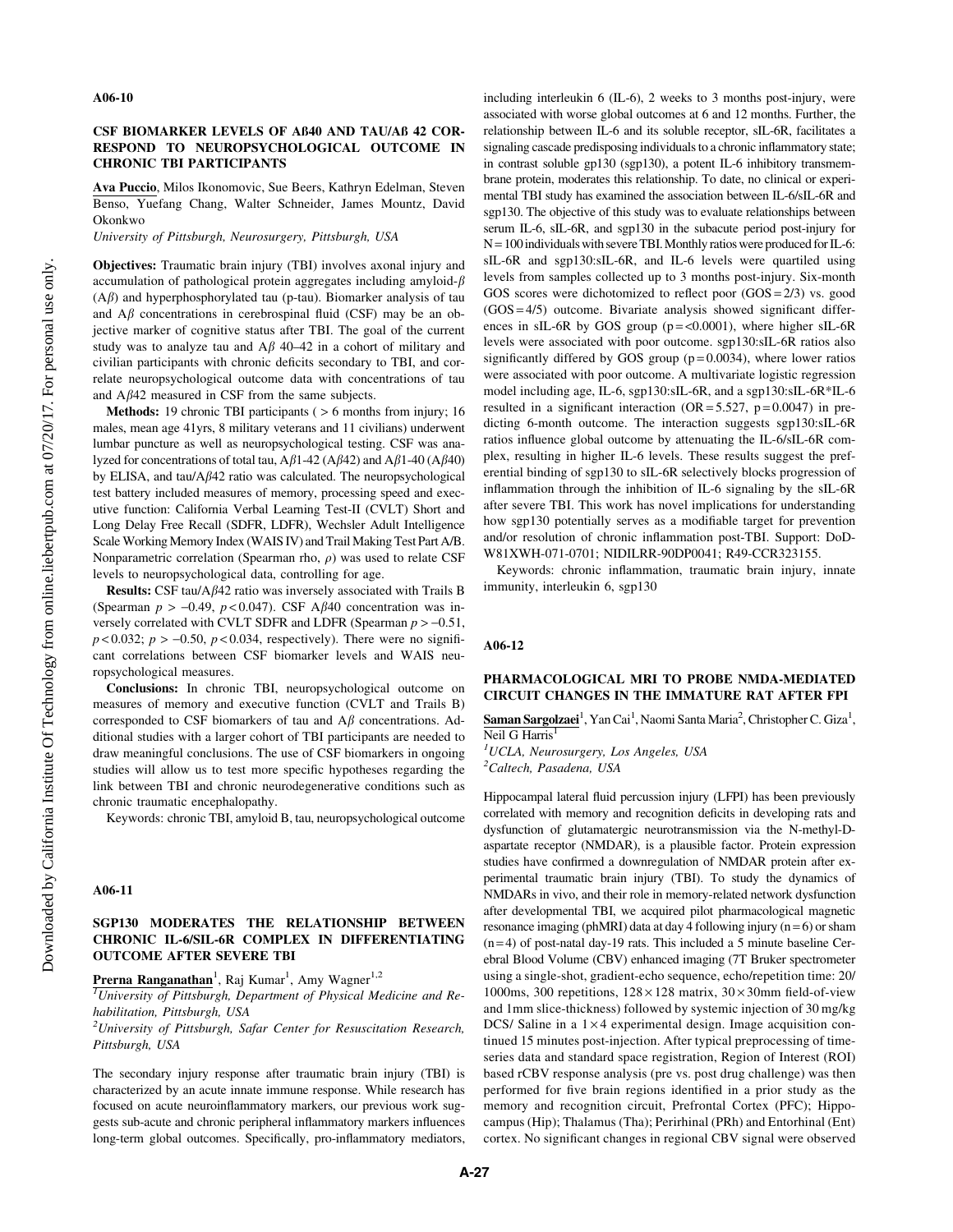## A06-10

### CSF BIOMARKER LEVELS OF Aß40 AND TAU/Aß 42 CORRESPOND TO NEUROPSYCHOLOGICAL OUTCOME IN CHRONIC TBI PARTICIPANTS

**Ava Puccio**, Milos Ikonomovic, Sue Beers, Kathryn Edelman, Steven Benso, Yuefang Chang, Walter Schneider, James Mountz, David Okonkwo

*University of Pittsburgh, Neurosurgery, Pittsburgh, USA*

**Objectives:** Traumatic brain injury (TBI) involves axonal injury and accumulation of pathological protein aggregates including amyloid-$\beta$ (A$\beta$) and hyperphosphorylated tau (p-tau). Biomarker analysis of tau and A$\beta$ concentrations in cerebrospinal fluid (CSF) may be an objective marker of cognitive status after TBI. The goal of the current study was to analyze tau and A$\beta$ 40–42 in a cohort of military and civilian participants with chronic deficits secondary to TBI, and correlate neuropsychological outcome data with concentrations of tau and A$\beta$42 measured in CSF from the same subjects.

**Methods:** 19 chronic TBI participants ( > 6 months from injury; 16 males, mean age 41yrs, 8 military veterans and 11 civilians) underwent lumbar puncture as well as neuropsychological testing. CSF was analyzed for concentrations of total tau, A$\beta$1-42 (A$\beta$42) and A$\beta$1-40 (A$\beta$40) by ELISA, and tau/A$\beta$42 ratio was calculated. The neuropsychological test battery included measures of memory, processing speed and executive function: California Verbal Learning Test-II (CVLT) Short and Long Delay Free Recall (SDFR, LDFR), Wechsler Adult Intelligence Scale Working Memory Index (WAIS IV) and Trail Making Test Part A/B. Nonparametric correlation (Spearman rho, $\rho$) was used to relate CSF levels to neuropsychological data, controlling for age.

**Results:** CSF tau/A$\beta$42 ratio was inversely associated with Trails B (Spearman $p > -0.49$, $p < 0.047$). CSF A$\beta$40 concentration was inversely correlated with CVLT SDFR and LDFR (Spearman $p > -0.51$, $p < 0.032$; $p > -0.50$, $p < 0.034$, respectively). There were no significant correlations between CSF biomarker levels and WAIS neuropsychological measures.

**Conclusions:** In chronic TBI, neuropsychological outcome on measures of memory and executive function (CVLT and Trails B) corresponded to CSF biomarkers of tau and A$\beta$ concentrations. Additional studies with a larger cohort of TBI participants are needed to draw meaningful conclusions. The use of CSF biomarkers in ongoing studies will allow us to test more specific hypotheses regarding the link between TBI and chronic neurodegenerative conditions such as chronic traumatic encephalopathy.

Keywords: chronic TBI, amyloid B, tau, neuropsychological outcome

## A06-11

### SGP130 MODERATES THE RELATIONSHIP BETWEEN CHRONIC IL-6/SIL-6R COMPLEX IN DIFFERENTIATING OUTCOME AFTER SEVERE TBI

**Prerna Ranganathan**[1], Raj Kumar[1], Amy Wagner[1,2]

[1]*University of Pittsburgh, Department of Physical Medicine and Rehabilitation, Pittsburgh, USA*

[2]*University of Pittsburgh, Safar Center for Resuscitation Research, Pittsburgh, USA*

The secondary injury response after traumatic brain injury (TBI) is characterized by an acute innate immune response. While research has focused on acute neuroinflammatory markers, our previous work suggests sub-acute and chronic peripheral inflammatory markers influences long-term global outcomes. Specifically, pro-inflammatory mediators, including interleukin 6 (IL-6), 2 weeks to 3 months post-injury, were associated with worse global outcomes at 6 and 12 months. Further, the relationship between IL-6 and its soluble receptor, sIL-6R, facilitates a signaling cascade predisposing individuals to a chronic inflammatory state; in contrast soluble gp130 (sgp130), a potent IL-6 inhibitory transmembrane protein, moderates this relationship. To date, no clinical or experimental TBI study has examined the association between IL-6/sIL-6R and sgp130. The objective of this study was to evaluate relationships between serum IL-6, sIL-6R, and sgp130 in the subacute period post-injury for N = 100 individuals with severe TBI. Monthly ratios were produced for IL-6: sIL-6R and sgp130:sIL-6R, and IL-6 levels were quartiled using levels from samples collected up to 3 months post-injury. Six-month GOS scores were dichotomized to reflect poor (GOS = 2/3) vs. good (GOS = 4/5) outcome. Bivariate analysis showed significant differences in sIL-6R by GOS group (p = <0.0001), where higher sIL-6R levels were associated with poor outcome. sgp130:sIL-6R ratios also significantly differed by GOS group (p = 0.0034), where lower ratios were associated with poor outcome. A multivariate logistic regression model including age, IL-6, sgp130:sIL-6R, and a sgp130:sIL-6R*IL-6 resulted in a significant interaction (OR = 5.527, p = 0.0047) in predicting 6-month outcome. The interaction suggests sgp130:sIL-6R ratios influence global outcome by attenuating the IL-6/sIL-6R complex, resulting in higher IL-6 levels. These results suggest the preferential binding of sgp130 to sIL-6R selectively blocks progression of inflammation through the inhibition of IL-6 signaling by the sIL-6R after severe TBI. This work has novel implications for understanding how sgp130 potentially serves as a modifiable target for prevention and/or resolution of chronic inflammation post-TBI. Support: DoD-W81XWH-071-0701; NIDILRR-90DP0041; R49-CCR323155.

Keywords: chronic inflammation, traumatic brain injury, innate immunity, interleukin 6, sgp130

## A06-12

### PHARMACOLOGICAL MRI TO PROBE NMDA-MEDIATED CIRCUIT CHANGES IN THE IMMATURE RAT AFTER FPI

**Saman Sargolzaei**[1], Yan Cai[1], Naomi Santa Maria[2], Christopher C. Giza[1], Neil G Harris[1]

[1]*UCLA, Neurosurgery, Los Angeles, USA*

[2]*Caltech, Pasadena, USA*

Hippocampal lateral fluid percussion injury (LFPI) has been previously correlated with memory and recognition deficits in developing rats and dysfunction of glutamatergic neurotransmission via the N-methyl-D-aspartate receptor (NMDAR), is a plausible factor. Protein expression studies have confirmed a downregulation of NMDAR protein after experimental traumatic brain injury (TBI). To study the dynamics of NMDARs in vivo, and their role in memory-related network dysfunction after developmental TBI, we acquired pilot pharmacological magnetic resonance imaging (phMRI) data at day 4 following injury (n = 6) or sham (n = 4) of post-natal day-19 rats. This included a 5 minute baseline Cerebral Blood Volume (CBV) enhanced imaging (7T Bruker spectrometer using a single-shot, gradient-echo sequence, echo/repetition time: 20/1000ms, 300 repetitions, $128 \times 128$ matrix, $30 \times 30$mm field-of-view and 1mm slice-thickness) followed by systemic injection of 30 mg/kg DCS/ Saline in a $1 \times 4$ experimental design. Image acquisition continued 15 minutes post-injection. After typical preprocessing of time-series data and standard space registration, Region of Interest (ROI) based rCBV response analysis (pre vs. post drug challenge) was then performed for five brain regions identified in a prior study as the memory and recognition circuit, Prefrontal Cortex (PFC); Hippocampus (Hip); Thalamus (Tha); Perirhinal (PRh) and Entorhinal (Ent) cortex. No significant changes in regional CBV signal were observed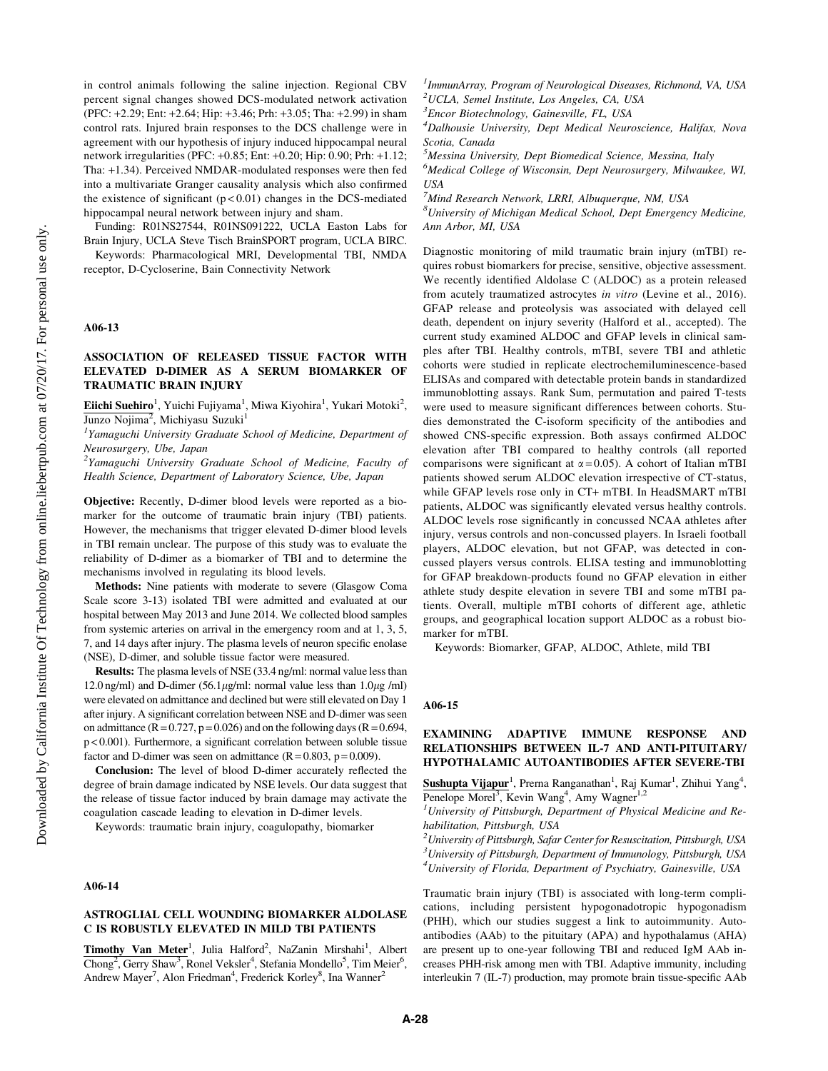in control animals following the saline injection. Regional CBV percent signal changes showed DCS-modulated network activation (PFC: +2.29; Ent: +2.64; Hip: +3.46; Prh: +3.05; Tha: +2.99) in sham control rats. Injured brain responses to the DCS challenge were in agreement with our hypothesis of injury induced hippocampal neural network irregularities (PFC: +0.85; Ent: +0.20; Hip: 0.90; Prh: +1.12; Tha: +1.34). Perceived NMDAR-modulated responses were then fed into a multivariate Granger causality analysis which also confirmed the existence of significant ($p < 0.01$) changes in the DCS-mediated hippocampal neural network between injury and sham.

Funding: R01NS27544, R01NS091222, UCLA Easton Labs for Brain Injury, UCLA Steve Tisch BrainSPORT program, UCLA BIRC.

Keywords: Pharmacological MRI, Developmental TBI, NMDA receptor, D-Cycloserine, Bain Connectivity Network

## A06-13

### ASSOCIATION OF RELEASED TISSUE FACTOR WITH ELEVATED D-DIMER AS A SERUM BIOMARKER OF TRAUMATIC BRAIN INJURY

**Eiichi Suehiro**[1], Yuichi Fujiyama[1], Miwa Kiyohira[1], Yukari Motoki[2], Junzo Nojima[2], Michiyasu Suzuki[1]

*[1]Yamaguchi University Graduate School of Medicine, Department of Neurosurgery, Ube, Japan*

*[2]Yamaguchi University Graduate School of Medicine, Faculty of Health Science, Department of Laboratory Science, Ube, Japan*

**Objective:** Recently, D-dimer blood levels were reported as a biomarker for the outcome of traumatic brain injury (TBI) patients. However, the mechanisms that trigger elevated D-dimer blood levels in TBI remain unclear. The purpose of this study was to evaluate the reliability of D-dimer as a biomarker of TBI and to determine the mechanisms involved in regulating its blood levels.

**Methods:** Nine patients with moderate to severe (Glasgow Coma Scale score 3-13) isolated TBI were admitted and evaluated at our hospital between May 2013 and June 2014. We collected blood samples from systemic arteries on arrival in the emergency room and at 1, 3, 5, 7, and 14 days after injury. The plasma levels of neuron specific enolase (NSE), D-dimer, and soluble tissue factor were measured.

**Results:** The plasma levels of NSE (33.4 ng/ml: normal value less than 12.0 ng/ml) and D-dimer (56.1$\mu$g/ml: normal value less than 1.0$\mu$g /ml) were elevated on admittance and declined but were still elevated on Day 1 after injury. A significant correlation between NSE and D-dimer was seen on admittance ($R = 0.727$, $p = 0.026$) and on the following days ($R = 0.694$, $p < 0.001$). Furthermore, a significant correlation between soluble tissue factor and D-dimer was seen on admittance ($R = 0.803$, $p = 0.009$).

**Conclusion:** The level of blood D-dimer accurately reflected the degree of brain damage indicated by NSE levels. Our data suggest that the release of tissue factor induced by brain damage may activate the coagulation cascade leading to elevation in D-dimer levels.

Keywords: traumatic brain injury, coagulopathy, biomarker

## A06-14

### ASTROGLIAL CELL WOUNDING BIOMARKER ALDOLASE C IS ROBUSTLY ELEVATED IN MILD TBI PATIENTS

**Timothy Van Meter**[1], Julia Halford[2], NaZanin Mirshahi[1], Albert Chong[2], Gerry Shaw[3], Ronel Veksler[4], Stefania Mondello[5], Tim Meier[6], Andrew Mayer[7], Alon Friedman[4], Frederick Korley[8], Ina Wanner[2]

*[1]ImmunArray, Program of Neurological Diseases, Richmond, VA, USA*

*[2]UCLA, Semel Institute, Los Angeles, CA, USA*

*[3]Encor Biotechnology, Gainesville, FL, USA*

*[4]Dalhousie University, Dept Medical Neuroscience, Halifax, Nova Scotia, Canada*

*[5]Messina University, Dept Biomedical Science, Messina, Italy*

*[6]Medical College of Wisconsin, Dept Neurosurgery, Milwaukee, WI, USA*

*[7]Mind Research Network, LRRI, Albuquerque, NM, USA*

*[8]University of Michigan Medical School, Dept Emergency Medicine, Ann Arbor, MI, USA*

Diagnostic monitoring of mild traumatic brain injury (mTBI) requires robust biomarkers for precise, sensitive, objective assessment. We recently identified Aldolase C (ALDOC) as a protein released from acutely traumatized astrocytes *in vitro* (Levine et al., 2016). GFAP release and proteolysis was associated with delayed cell death, dependent on injury severity (Halford et al., accepted). The current study examined ALDOC and GFAP levels in clinical samples after TBI. Healthy controls, mTBI, severe TBI and athletic cohorts were studied in replicate electrochemiluminescence-based ELISAs and compared with detectable protein bands in standardized immunoblotting assays. Rank Sum, permutation and paired T-tests were used to measure significant differences between cohorts. Studies demonstrated the C-isoform specificity of the antibodies and showed CNS-specific expression. Both assays confirmed ALDOC elevation after TBI compared to healthy controls (all reported comparisons were significant at $\alpha = 0.05$). A cohort of Italian mTBI patients showed serum ALDOC elevation irrespective of CT-status, while GFAP levels rose only in CT+ mTBI. In HeadSMART mTBI patients, ALDOC was significantly elevated versus healthy controls. ALDOC levels rose significantly in concussed NCAA athletes after injury, versus controls and non-concussed players. In Israeli football players, ALDOC elevation, but not GFAP, was detected in concussed players versus controls. ELISA testing and immunoblotting for GFAP breakdown-products found no GFAP elevation in either athlete study despite elevation in severe TBI and some mTBI patients. Overall, multiple mTBI cohorts of different age, athletic groups, and geographical location support ALDOC as a robust biomarker for mTBI.

Keywords: Biomarker, GFAP, ALDOC, Athlete, mild TBI

## A06-15

### EXAMINING ADAPTIVE IMMUNE RESPONSE AND RELATIONSHIPS BETWEEN IL-7 AND ANTI-PITUITARY/ HYPOTHALAMIC AUTOANTIBODIES AFTER SEVERE-TBI

**Sushupta Vijapur**[1], Prerna Ranganathan[1], Raj Kumar[1], Zhihui Yang[4], Penelope Morel[3], Kevin Wang[4], Amy Wagner[1,2]

*[1]University of Pittsburgh, Department of Physical Medicine and Rehabilitation, Pittsburgh, USA*

*[2]University of Pittsburgh, Safar Center for Resuscitation, Pittsburgh, USA*

*[3]University of Pittsburgh, Department of Immunology, Pittsburgh, USA*

*[4]University of Florida, Department of Psychiatry, Gainesville, USA*

Traumatic brain injury (TBI) is associated with long-term complications, including persistent hypogonadotropic hypogonadism (PHH), which our studies suggest a link to autoimmunity. Autoantibodies (AAb) to the pituitary (APA) and hypothalamus (AHA) are present up to one-year following TBI and reduced IgM AAb increases PHH-risk among men with TBI. Adaptive immunity, including interleukin 7 (IL-7) production, may promote brain tissue-specific AAb